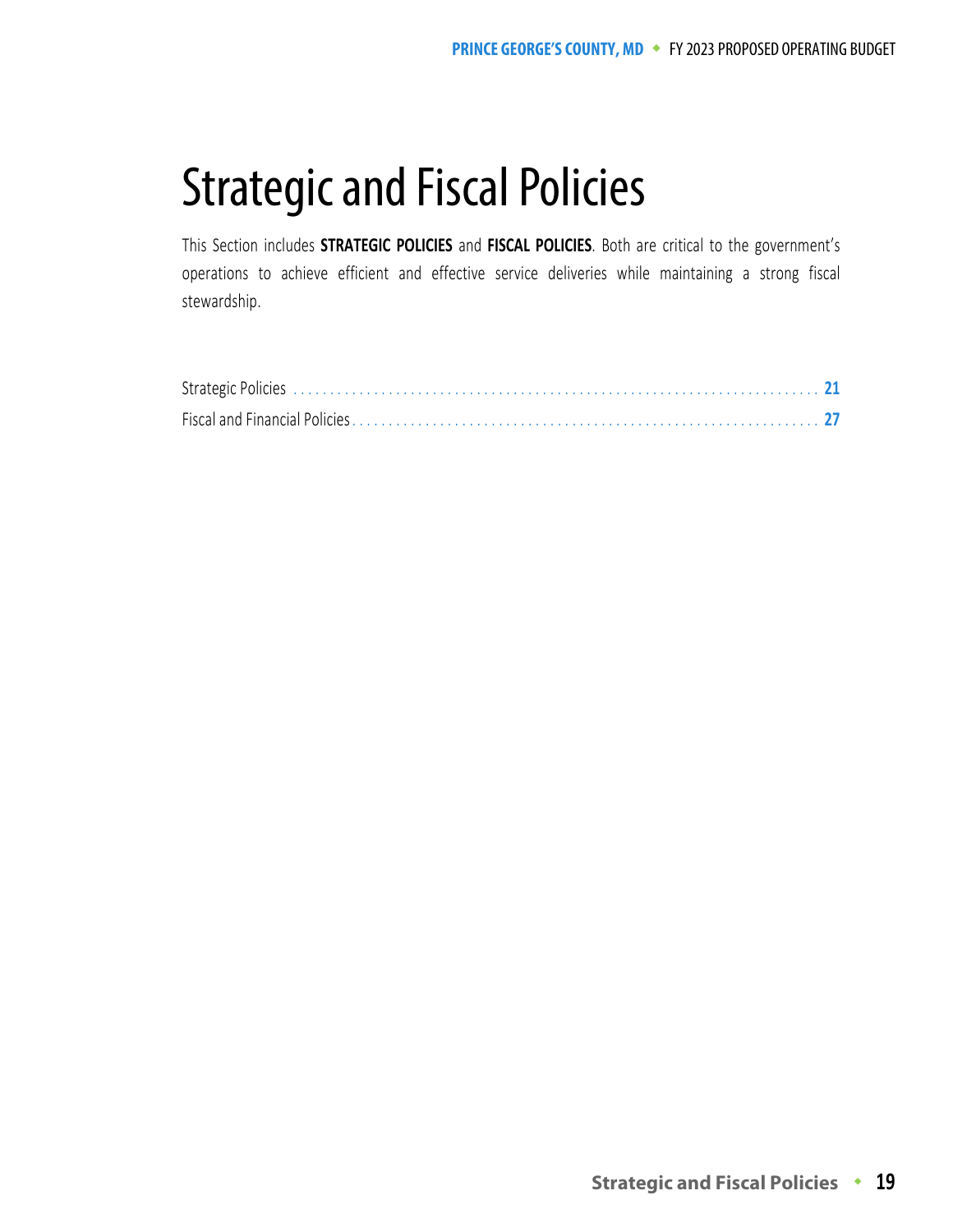# Strategic and Fiscal Policies

This Section includes **STRATEGIC POLICIES** and **FISCAL POLICIES**. Both are critical to the government's operations to achieve efficient and effective service deliveries while maintaining a strong fiscal stewardship.

Strategic Policies . . . . . . . . . . . . . . . . . . . . . . . . . . . . . . . . . . . . . . . . . . . . . . . . . . . . . . . . . . . . . . . . . . . . . . . **21**

Fiscal and Financial Policies . . . . . . . . . . . . . . . . . . . . . . . . . . . . . . . . . . . . . . . . . . . . . . . . . . . . . . . . . . . . . . . . **27**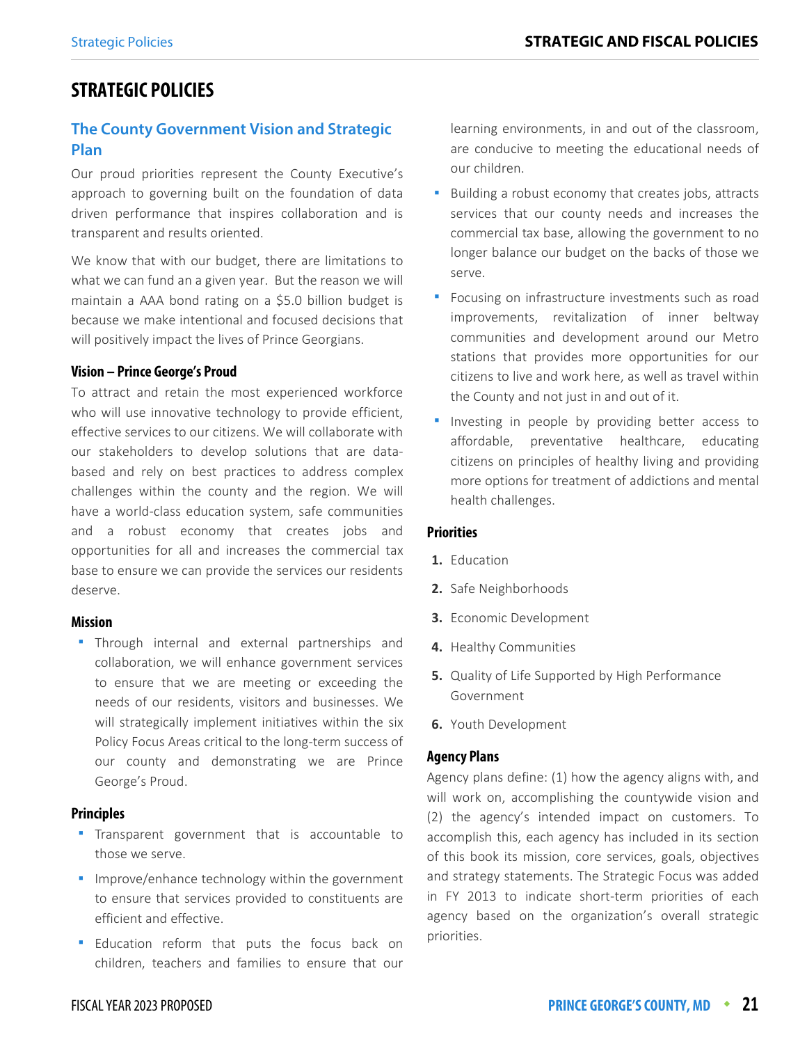# STRATEGIC POLICIES

## The County Government Vision and Strategic Plan

Our proud priorities represent the County Executive's approach to governing built on the foundation of data driven performance that inspires collaboration and is transparent and results oriented.

We know that with our budget, there are limitations to what we can fund an a given year. But the reason we will maintain a AAA bond rating on a $5.0 billion budget is because we make intentional and focused decisions that will positively impact the lives of Prince Georgians.

### Vision – Prince George's Proud

To attract and retain the most experienced workforce who will use innovative technology to provide efficient, effective services to our citizens. We will collaborate with our stakeholders to develop solutions that are data-based and rely on best practices to address complex challenges within the county and the region. We will have a world-class education system, safe communities and a robust economy that creates jobs and opportunities for all and increases the commercial tax base to ensure we can provide the services our residents deserve.

### Mission

- Through internal and external partnerships and collaboration, we will enhance government services to ensure that we are meeting or exceeding the needs of our residents, visitors and businesses. We will strategically implement initiatives within the six Policy Focus Areas critical to the long-term success of our county and demonstrating we are Prince George's Proud.

### Principles

- Transparent government that is accountable to those we serve.
- Improve/enhance technology within the government to ensure that services provided to constituents are efficient and effective.
- Education reform that puts the focus back on children, teachers and families to ensure that our learning environments, in and out of the classroom, are conducive to meeting the educational needs of our children.
- Building a robust economy that creates jobs, attracts services that our county needs and increases the commercial tax base, allowing the government to no longer balance our budget on the backs of those we serve.
- Focusing on infrastructure investments such as road improvements, revitalization of inner beltway communities and development around our Metro stations that provides more opportunities for our citizens to live and work here, as well as travel within the County and not just in and out of it.
- Investing in people by providing better access to affordable, preventative healthcare, educating citizens on principles of healthy living and providing more options for treatment of addictions and mental health challenges.

### Priorities

1. Education
2. Safe Neighborhoods
3. Economic Development
4. Healthy Communities
5. Quality of Life Supported by High Performance Government
6. Youth Development

### Agency Plans

Agency plans define: (1) how the agency aligns with, and will work on, accomplishing the countywide vision and (2) the agency's intended impact on customers. To accomplish this, each agency has included in its section of this book its mission, core services, goals, objectives and strategy statements. The Strategic Focus was added in FY 2013 to indicate short-term priorities of each agency based on the organization's overall strategic priorities.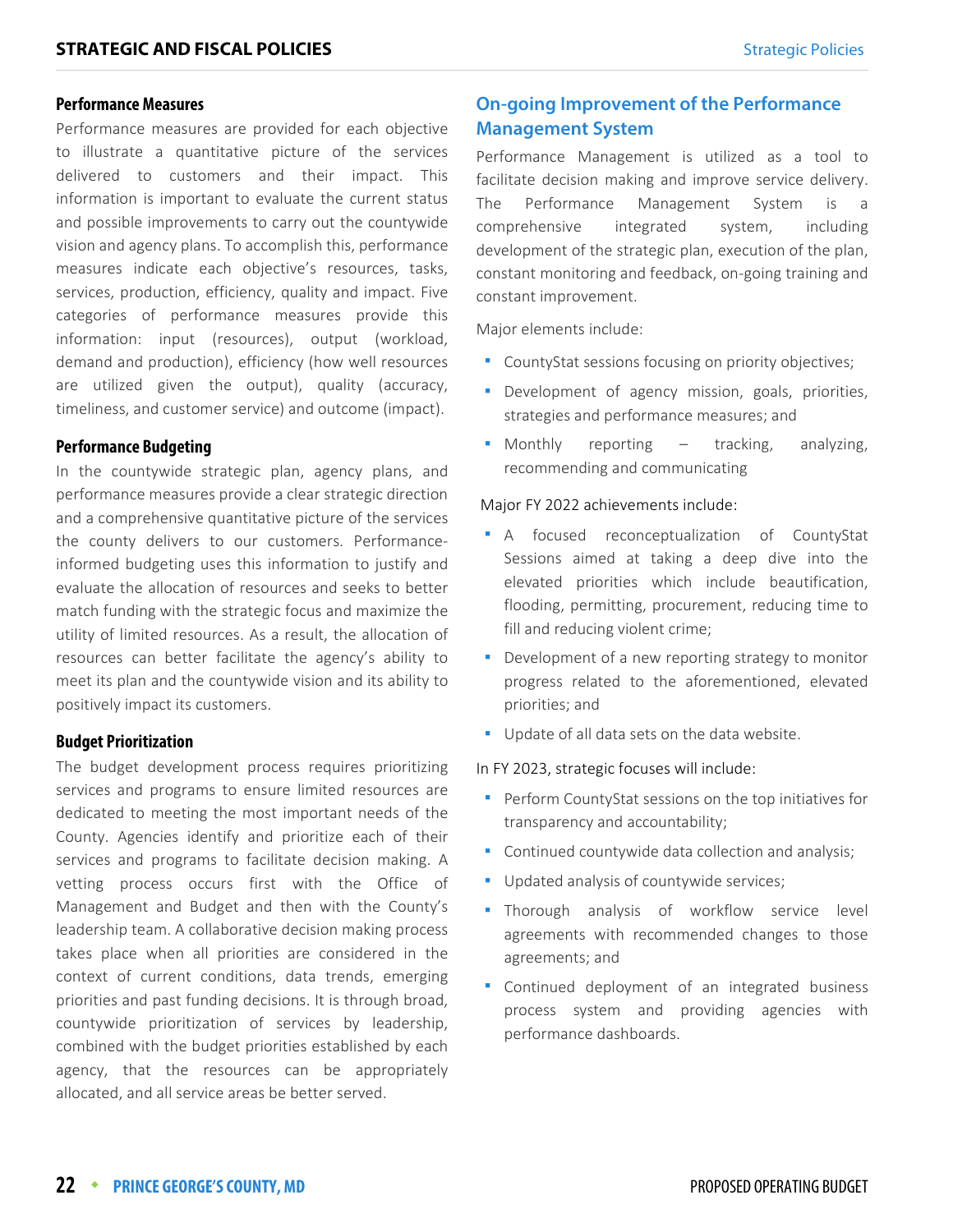### Performance Measures

Performance measures are provided for each objective to illustrate a quantitative picture of the services delivered to customers and their impact. This information is important to evaluate the current status and possible improvements to carry out the countywide vision and agency plans. To accomplish this, performance measures indicate each objective's resources, tasks, services, production, efficiency, quality and impact. Five categories of performance measures provide this information: input (resources), output (workload, demand and production), efficiency (how well resources are utilized given the output), quality (accuracy, timeliness, and customer service) and outcome (impact).

### Performance Budgeting

In the countywide strategic plan, agency plans, and performance measures provide a clear strategic direction and a comprehensive quantitative picture of the services the county delivers to our customers. Performance-informed budgeting uses this information to justify and evaluate the allocation of resources and seeks to better match funding with the strategic focus and maximize the utility of limited resources. As a result, the allocation of resources can better facilitate the agency's ability to meet its plan and the countywide vision and its ability to positively impact its customers.

### Budget Prioritization

The budget development process requires prioritizing services and programs to ensure limited resources are dedicated to meeting the most important needs of the County. Agencies identify and prioritize each of their services and programs to facilitate decision making. A vetting process occurs first with the Office of Management and Budget and then with the County's leadership team. A collaborative decision making process takes place when all priorities are considered in the context of current conditions, data trends, emerging priorities and past funding decisions. It is through broad, countywide prioritization of services by leadership, combined with the budget priorities established by each agency, that the resources can be appropriately allocated, and all service areas be better served.

## On-going Improvement of the Performance Management System

Performance Management is utilized as a tool to facilitate decision making and improve service delivery. The Performance Management System is a comprehensive integrated system, including development of the strategic plan, execution of the plan, constant monitoring and feedback, on-going training and constant improvement.

Major elements include:

- CountyStat sessions focusing on priority objectives;
- Development of agency mission, goals, priorities, strategies and performance measures; and
- Monthly reporting – tracking, analyzing, recommending and communicating

Major FY 2022 achievements include:

- A focused reconceptualization of CountyStat Sessions aimed at taking a deep dive into the elevated priorities which include beautification, flooding, permitting, procurement, reducing time to fill and reducing violent crime;
- Development of a new reporting strategy to monitor progress related to the aforementioned, elevated priorities; and
- Update of all data sets on the data website.

In FY 2023, strategic focuses will include:

- Perform CountyStat sessions on the top initiatives for transparency and accountability;
- Continued countywide data collection and analysis;
- Updated analysis of countywide services;
- Thorough analysis of workflow service level agreements with recommended changes to those agreements; and
- Continued deployment of an integrated business process system and providing agencies with performance dashboards.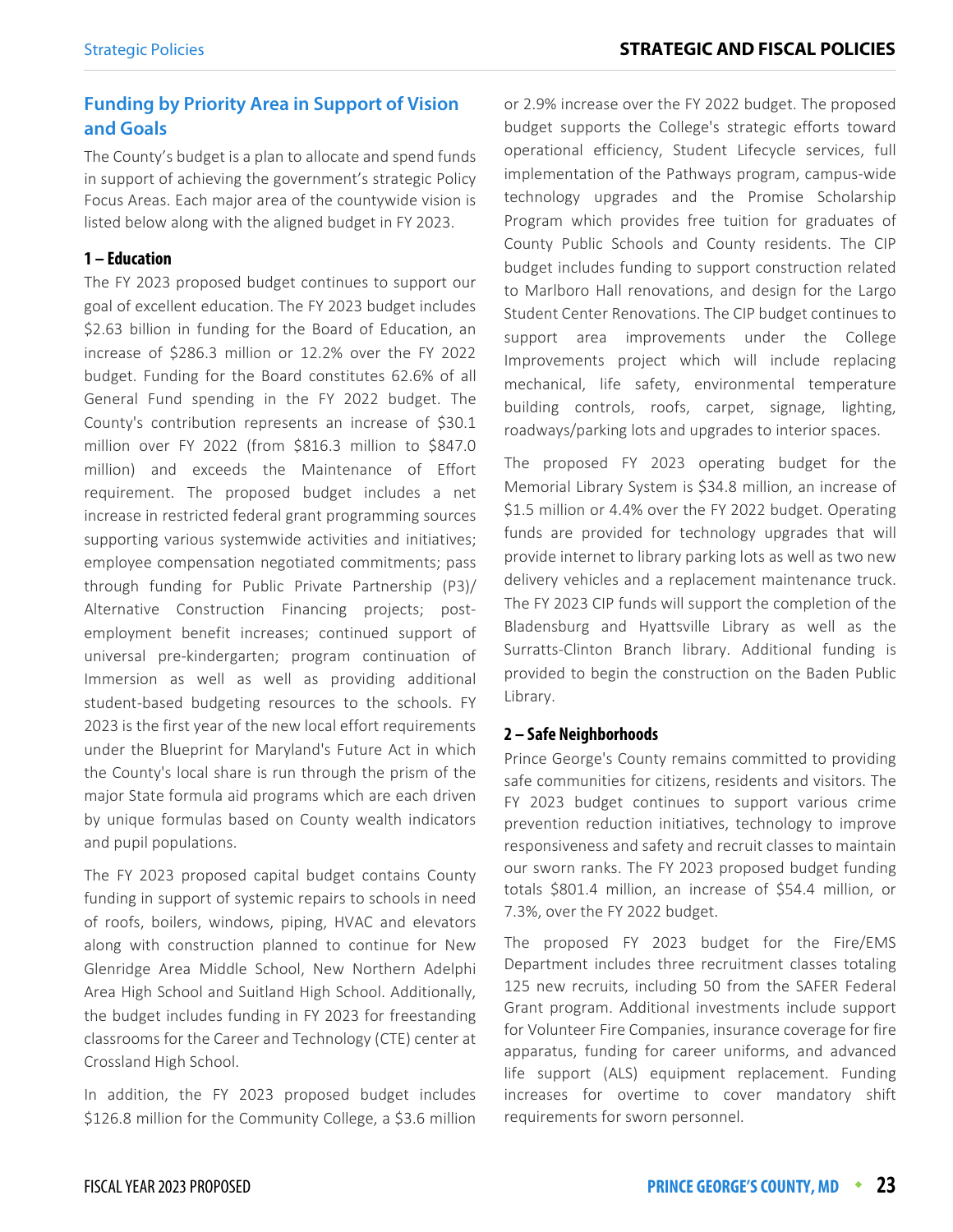## Funding by Priority Area in Support of Vision and Goals

The County's budget is a plan to allocate and spend funds in support of achieving the government's strategic Policy Focus Areas. Each major area of the countywide vision is listed below along with the aligned budget in FY 2023.

### 1 – Education

The FY 2023 proposed budget continues to support our goal of excellent education. The FY 2023 budget includes $2.63 billion in funding for the Board of Education, an increase of $286.3 million or 12.2% over the FY 2022 budget. Funding for the Board constitutes 62.6% of all General Fund spending in the FY 2022 budget. The County's contribution represents an increase of $30.1 million over FY 2022 (from $816.3 million to $847.0 million) and exceeds the Maintenance of Effort requirement. The proposed budget includes a net increase in restricted federal grant programming sources supporting various systemwide activities and initiatives; employee compensation negotiated commitments; pass through funding for Public Private Partnership (P3)/ Alternative Construction Financing projects; post-employment benefit increases; continued support of universal pre-kindergarten; program continuation of Immersion as well as well as providing additional student-based budgeting resources to the schools. FY 2023 is the first year of the new local effort requirements under the Blueprint for Maryland's Future Act in which the County's local share is run through the prism of the major State formula aid programs which are each driven by unique formulas based on County wealth indicators and pupil populations.

The FY 2023 proposed capital budget contains County funding in support of systemic repairs to schools in need of roofs, boilers, windows, piping, HVAC and elevators along with construction planned to continue for New Glenridge Area Middle School, New Northern Adelphi Area High School and Suitland High School. Additionally, the budget includes funding in FY 2023 for freestanding classrooms for the Career and Technology (CTE) center at Crossland High School.

In addition, the FY 2023 proposed budget includes $126.8 million for the Community College, a $3.6 million or 2.9% increase over the FY 2022 budget. The proposed budget supports the College's strategic efforts toward operational efficiency, Student Lifecycle services, full implementation of the Pathways program, campus-wide technology upgrades and the Promise Scholarship Program which provides free tuition for graduates of County Public Schools and County residents. The CIP budget includes funding to support construction related to Marlboro Hall renovations, and design for the Largo Student Center Renovations. The CIP budget continues to support area improvements under the College Improvements project which will include replacing mechanical, life safety, environmental temperature building controls, roofs, carpet, signage, lighting, roadways/parking lots and upgrades to interior spaces.

The proposed FY 2023 operating budget for the Memorial Library System is $34.8 million, an increase of $1.5 million or 4.4% over the FY 2022 budget. Operating funds are provided for technology upgrades that will provide internet to library parking lots as well as two new delivery vehicles and a replacement maintenance truck. The FY 2023 CIP funds will support the completion of the Bladensburg and Hyattsville Library as well as the Surratts-Clinton Branch library. Additional funding is provided to begin the construction on the Baden Public Library.

### 2 – Safe Neighborhoods

Prince George's County remains committed to providing safe communities for citizens, residents and visitors. The FY 2023 budget continues to support various crime prevention reduction initiatives, technology to improve responsiveness and safety and recruit classes to maintain our sworn ranks. The FY 2023 proposed budget funding totals $801.4 million, an increase of $54.4 million, or 7.3%, over the FY 2022 budget.

The proposed FY 2023 budget for the Fire/EMS Department includes three recruitment classes totaling 125 new recruits, including 50 from the SAFER Federal Grant program. Additional investments include support for Volunteer Fire Companies, insurance coverage for fire apparatus, funding for career uniforms, and advanced life support (ALS) equipment replacement. Funding increases for overtime to cover mandatory shift requirements for sworn personnel.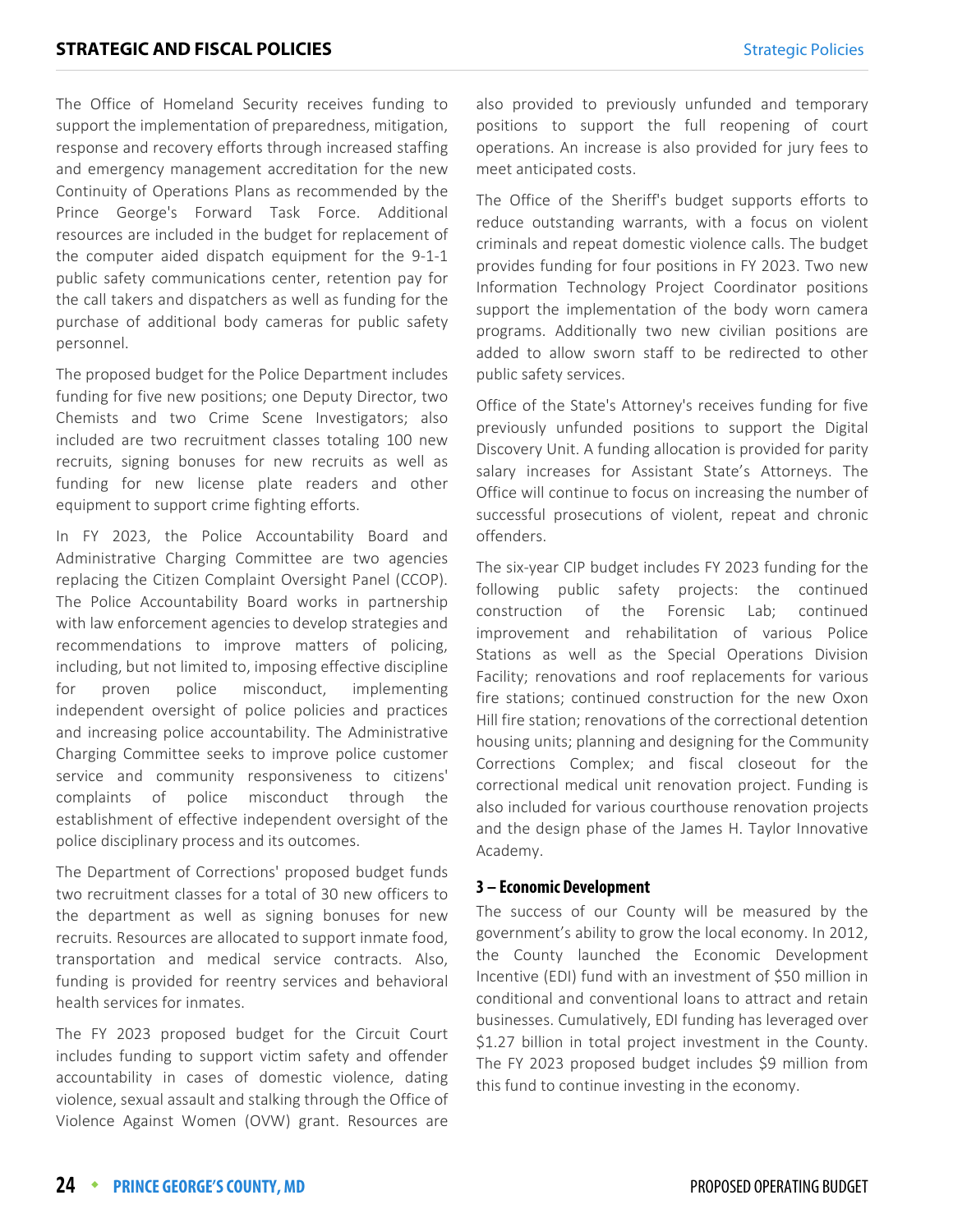The Office of Homeland Security receives funding to support the implementation of preparedness, mitigation, response and recovery efforts through increased staffing and emergency management accreditation for the new Continuity of Operations Plans as recommended by the Prince George's Forward Task Force. Additional resources are included in the budget for replacement of the computer aided dispatch equipment for the 9-1-1 public safety communications center, retention pay for the call takers and dispatchers as well as funding for the purchase of additional body cameras for public safety personnel.

The proposed budget for the Police Department includes funding for five new positions; one Deputy Director, two Chemists and two Crime Scene Investigators; also included are two recruitment classes totaling 100 new recruits, signing bonuses for new recruits as well as funding for new license plate readers and other equipment to support crime fighting efforts.

In FY 2023, the Police Accountability Board and Administrative Charging Committee are two agencies replacing the Citizen Complaint Oversight Panel (CCOP). The Police Accountability Board works in partnership with law enforcement agencies to develop strategies and recommendations to improve matters of policing, including, but not limited to, imposing effective discipline for proven police misconduct, implementing independent oversight of police policies and practices and increasing police accountability. The Administrative Charging Committee seeks to improve police customer service and community responsiveness to citizens' complaints of police misconduct through the establishment of effective independent oversight of the police disciplinary process and its outcomes.

The Department of Corrections' proposed budget funds two recruitment classes for a total of 30 new officers to the department as well as signing bonuses for new recruits. Resources are allocated to support inmate food, transportation and medical service contracts. Also, funding is provided for reentry services and behavioral health services for inmates.

The FY 2023 proposed budget for the Circuit Court includes funding to support victim safety and offender accountability in cases of domestic violence, dating violence, sexual assault and stalking through the Office of Violence Against Women (OVW) grant. Resources are also provided to previously unfunded and temporary positions to support the full reopening of court operations. An increase is also provided for jury fees to meet anticipated costs.

The Office of the Sheriff's budget supports efforts to reduce outstanding warrants, with a focus on violent criminals and repeat domestic violence calls. The budget provides funding for four positions in FY 2023. Two new Information Technology Project Coordinator positions support the implementation of the body worn camera programs. Additionally two new civilian positions are added to allow sworn staff to be redirected to other public safety services.

Office of the State's Attorney's receives funding for five previously unfunded positions to support the Digital Discovery Unit. A funding allocation is provided for parity salary increases for Assistant State's Attorneys. The Office will continue to focus on increasing the number of successful prosecutions of violent, repeat and chronic offenders.

The six-year CIP budget includes FY 2023 funding for the following public safety projects: the continued construction of the Forensic Lab; continued improvement and rehabilitation of various Police Stations as well as the Special Operations Division Facility; renovations and roof replacements for various fire stations; continued construction for the new Oxon Hill fire station; renovations of the correctional detention housing units; planning and designing for the Community Corrections Complex; and fiscal closeout for the correctional medical unit renovation project. Funding is also included for various courthouse renovation projects and the design phase of the James H. Taylor Innovative Academy.

### 3 – Economic Development

The success of our County will be measured by the government's ability to grow the local economy. In 2012, the County launched the Economic Development Incentive (EDI) fund with an investment of $50 million in conditional and conventional loans to attract and retain businesses. Cumulatively, EDI funding has leveraged over $1.27 billion in total project investment in the County. The FY 2023 proposed budget includes $9 million from this fund to continue investing in the economy.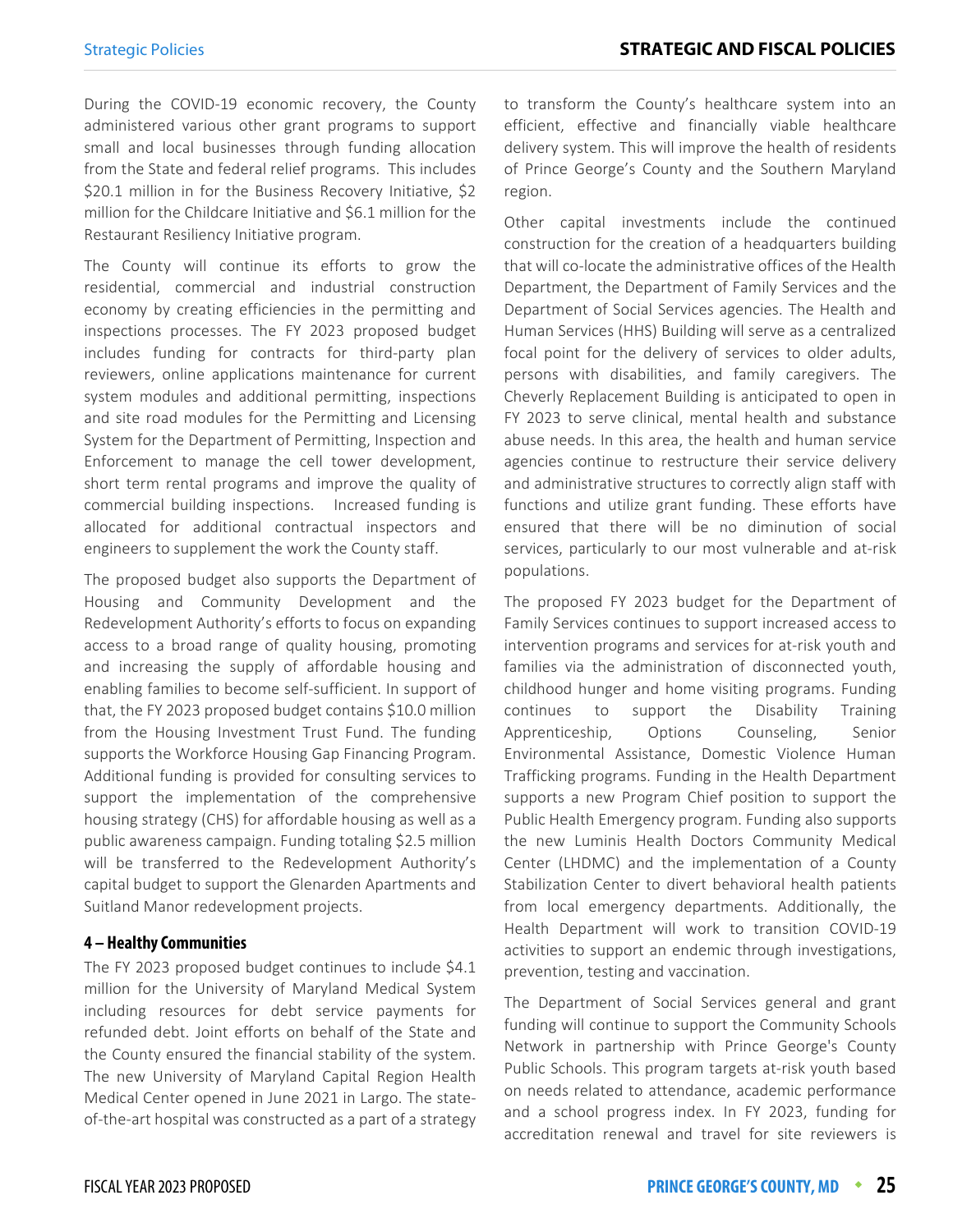During the COVID-19 economic recovery, the County administered various other grant programs to support small and local businesses through funding allocation from the State and federal relief programs. This includes $20.1 million in for the Business Recovery Initiative, $2 million for the Childcare Initiative and $6.1 million for the Restaurant Resiliency Initiative program.

The County will continue its efforts to grow the residential, commercial and industrial construction economy by creating efficiencies in the permitting and inspections processes. The FY 2023 proposed budget includes funding for contracts for third-party plan reviewers, online applications maintenance for current system modules and additional permitting, inspections and site road modules for the Permitting and Licensing System for the Department of Permitting, Inspection and Enforcement to manage the cell tower development, short term rental programs and improve the quality of commercial building inspections. Increased funding is allocated for additional contractual inspectors and engineers to supplement the work the County staff.

The proposed budget also supports the Department of Housing and Community Development and the Redevelopment Authority's efforts to focus on expanding access to a broad range of quality housing, promoting and increasing the supply of affordable housing and enabling families to become self-sufficient. In support of that, the FY 2023 proposed budget contains $10.0 million from the Housing Investment Trust Fund. The funding supports the Workforce Housing Gap Financing Program. Additional funding is provided for consulting services to support the implementation of the comprehensive housing strategy (CHS) for affordable housing as well as a public awareness campaign. Funding totaling $2.5 million will be transferred to the Redevelopment Authority's capital budget to support the Glenarden Apartments and Suitland Manor redevelopment projects.

#### 4 – Healthy Communities

The FY 2023 proposed budget continues to include $4.1 million for the University of Maryland Medical System including resources for debt service payments for refunded debt. Joint efforts on behalf of the State and the County ensured the financial stability of the system. The new University of Maryland Capital Region Health Medical Center opened in June 2021 in Largo. The state-of-the-art hospital was constructed as a part of a strategy to transform the County's healthcare system into an efficient, effective and financially viable healthcare delivery system. This will improve the health of residents of Prince George's County and the Southern Maryland region.

Other capital investments include the continued construction for the creation of a headquarters building that will co-locate the administrative offices of the Health Department, the Department of Family Services and the Department of Social Services agencies. The Health and Human Services (HHS) Building will serve as a centralized focal point for the delivery of services to older adults, persons with disabilities, and family caregivers. The Cheverly Replacement Building is anticipated to open in FY 2023 to serve clinical, mental health and substance abuse needs. In this area, the health and human service agencies continue to restructure their service delivery and administrative structures to correctly align staff with functions and utilize grant funding. These efforts have ensured that there will be no diminution of social services, particularly to our most vulnerable and at-risk populations.

The proposed FY 2023 budget for the Department of Family Services continues to support increased access to intervention programs and services for at-risk youth and families via the administration of disconnected youth, childhood hunger and home visiting programs. Funding continues to support the Disability Training Apprenticeship, Options Counseling, Senior Environmental Assistance, Domestic Violence Human Trafficking programs. Funding in the Health Department supports a new Program Chief position to support the Public Health Emergency program. Funding also supports the new Luminis Health Doctors Community Medical Center (LHDMC) and the implementation of a County Stabilization Center to divert behavioral health patients from local emergency departments. Additionally, the Health Department will work to transition COVID-19 activities to support an endemic through investigations, prevention, testing and vaccination.

The Department of Social Services general and grant funding will continue to support the Community Schools Network in partnership with Prince George's County Public Schools. This program targets at-risk youth based on needs related to attendance, academic performance and a school progress index. In FY 2023, funding for accreditation renewal and travel for site reviewers is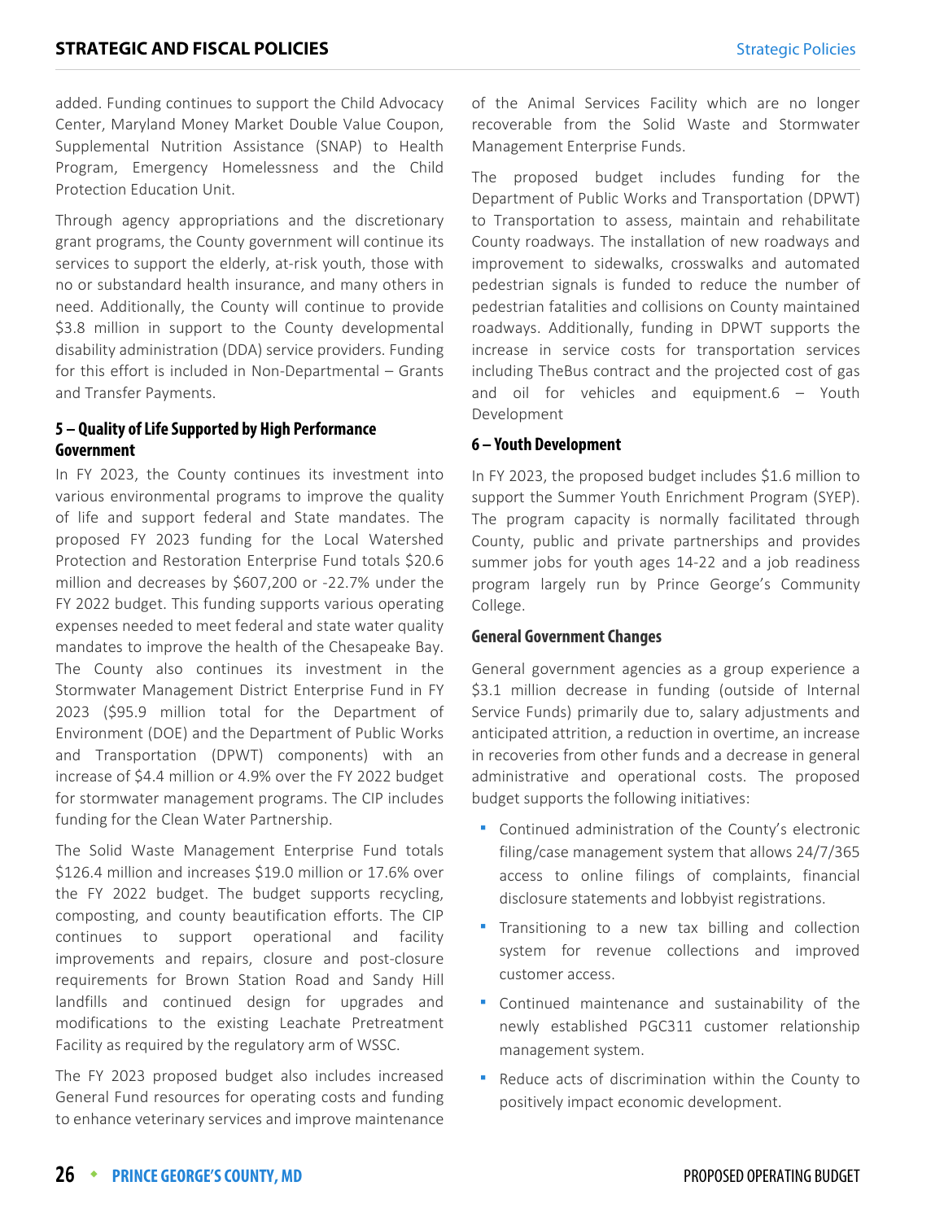added. Funding continues to support the Child Advocacy Center, Maryland Money Market Double Value Coupon, Supplemental Nutrition Assistance (SNAP) to Health Program, Emergency Homelessness and the Child Protection Education Unit.

Through agency appropriations and the discretionary grant programs, the County government will continue its services to support the elderly, at-risk youth, those with no or substandard health insurance, and many others in need. Additionally, the County will continue to provide $3.8 million in support to the County developmental disability administration (DDA) service providers. Funding for this effort is included in Non-Departmental – Grants and Transfer Payments.

### 5 – Quality of Life Supported by High Performance Government

In FY 2023, the County continues its investment into various environmental programs to improve the quality of life and support federal and State mandates. The proposed FY 2023 funding for the Local Watershed Protection and Restoration Enterprise Fund totals $20.6 million and decreases by $607,200 or -22.7% under the FY 2022 budget. This funding supports various operating expenses needed to meet federal and state water quality mandates to improve the health of the Chesapeake Bay. The County also continues its investment in the Stormwater Management District Enterprise Fund in FY 2023 ($95.9 million total for the Department of Environment (DOE) and the Department of Public Works and Transportation (DPWT) components) with an increase of $4.4 million or 4.9% over the FY 2022 budget for stormwater management programs. The CIP includes funding for the Clean Water Partnership.

The Solid Waste Management Enterprise Fund totals $126.4 million and increases $19.0 million or 17.6% over the FY 2022 budget. The budget supports recycling, composting, and county beautification efforts. The CIP continues to support operational and facility improvements and repairs, closure and post-closure requirements for Brown Station Road and Sandy Hill landfills and continued design for upgrades and modifications to the existing Leachate Pretreatment Facility as required by the regulatory arm of WSSC.

The FY 2023 proposed budget also includes increased General Fund resources for operating costs and funding to enhance veterinary services and improve maintenance of the Animal Services Facility which are no longer recoverable from the Solid Waste and Stormwater Management Enterprise Funds.

The proposed budget includes funding for the Department of Public Works and Transportation (DPWT) to Transportation to assess, maintain and rehabilitate County roadways. The installation of new roadways and improvement to sidewalks, crosswalks and automated pedestrian signals is funded to reduce the number of pedestrian fatalities and collisions on County maintained roadways. Additionally, funding in DPWT supports the increase in service costs for transportation services including TheBus contract and the projected cost of gas and oil for vehicles and equipment.6 – Youth Development

### 6 – Youth Development

In FY 2023, the proposed budget includes $1.6 million to support the Summer Youth Enrichment Program (SYEP). The program capacity is normally facilitated through County, public and private partnerships and provides summer jobs for youth ages 14-22 and a job readiness program largely run by Prince George's Community College.

#### General Government Changes

General government agencies as a group experience a $3.1 million decrease in funding (outside of Internal Service Funds) primarily due to, salary adjustments and anticipated attrition, a reduction in overtime, an increase in recoveries from other funds and a decrease in general administrative and operational costs. The proposed budget supports the following initiatives:

- Continued administration of the County's electronic filing/case management system that allows 24/7/365 access to online filings of complaints, financial disclosure statements and lobbyist registrations.
- Transitioning to a new tax billing and collection system for revenue collections and improved customer access.
- Continued maintenance and sustainability of the newly established PGC311 customer relationship management system.
- Reduce acts of discrimination within the County to positively impact economic development.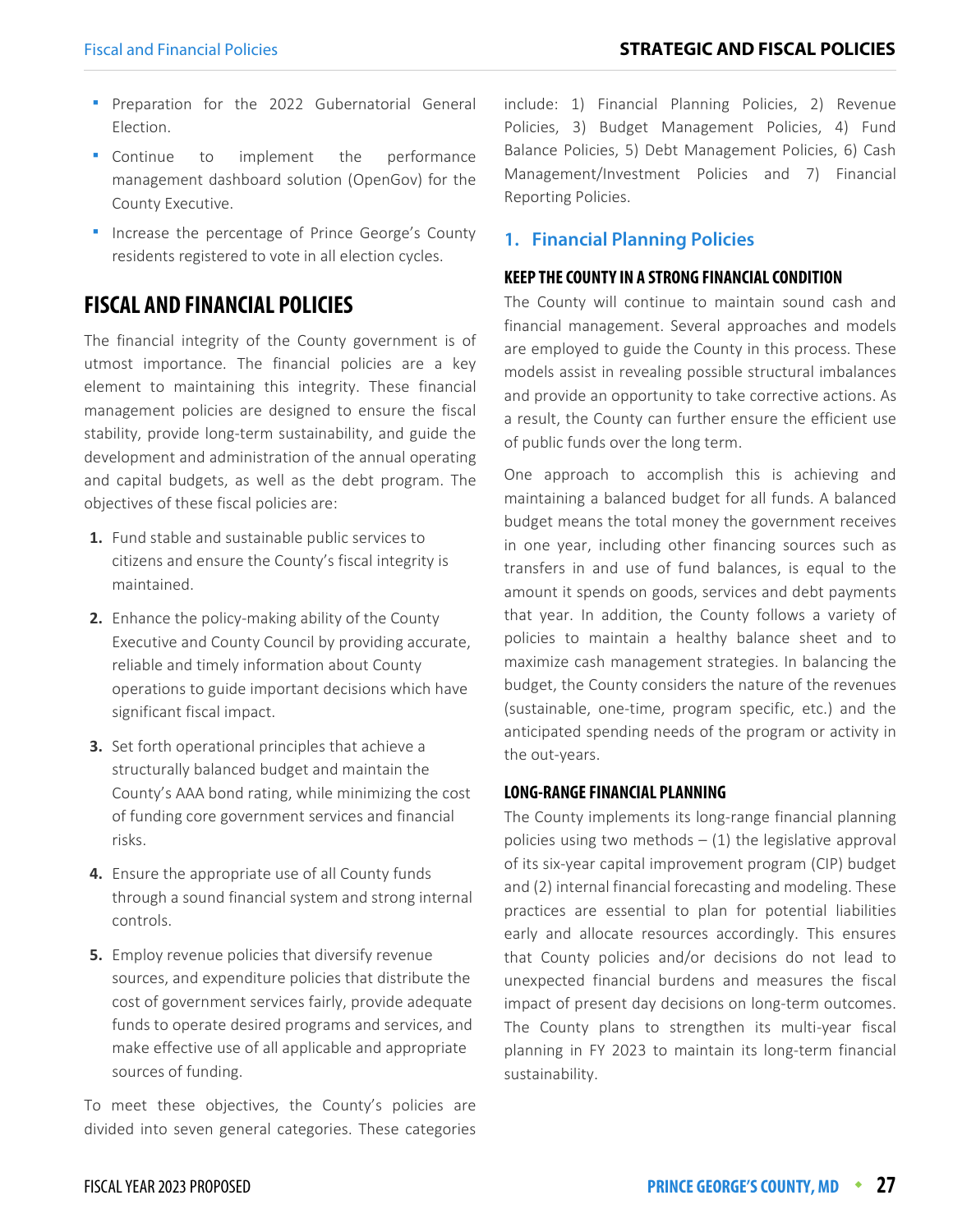- Preparation for the 2022 Gubernatorial General Election.
- Continue to implement the performance management dashboard solution (OpenGov) for the County Executive.
- Increase the percentage of Prince George's County residents registered to vote in all election cycles.

## FISCAL AND FINANCIAL POLICIES

The financial integrity of the County government is of utmost importance. The financial policies are a key element to maintaining this integrity. These financial management policies are designed to ensure the fiscal stability, provide long-term sustainability, and guide the development and administration of the annual operating and capital budgets, as well as the debt program. The objectives of these fiscal policies are:

1. Fund stable and sustainable public services to citizens and ensure the County's fiscal integrity is maintained.
2. Enhance the policy-making ability of the County Executive and County Council by providing accurate, reliable and timely information about County operations to guide important decisions which have significant fiscal impact.
3. Set forth operational principles that achieve a structurally balanced budget and maintain the County's AAA bond rating, while minimizing the cost of funding core government services and financial risks.
4. Ensure the appropriate use of all County funds through a sound financial system and strong internal controls.
5. Employ revenue policies that diversify revenue sources, and expenditure policies that distribute the cost of government services fairly, provide adequate funds to operate desired programs and services, and make effective use of all applicable and appropriate sources of funding.

To meet these objectives, the County's policies are divided into seven general categories. These categories include: 1) Financial Planning Policies, 2) Revenue Policies, 3) Budget Management Policies, 4) Fund Balance Policies, 5) Debt Management Policies, 6) Cash Management/Investment Policies and 7) Financial Reporting Policies.

### 1. Financial Planning Policies

#### KEEP THE COUNTY IN A STRONG FINANCIAL CONDITION

The County will continue to maintain sound cash and financial management. Several approaches and models are employed to guide the County in this process. These models assist in revealing possible structural imbalances and provide an opportunity to take corrective actions. As a result, the County can further ensure the efficient use of public funds over the long term.

One approach to accomplish this is achieving and maintaining a balanced budget for all funds. A balanced budget means the total money the government receives in one year, including other financing sources such as transfers in and use of fund balances, is equal to the amount it spends on goods, services and debt payments that year. In addition, the County follows a variety of policies to maintain a healthy balance sheet and to maximize cash management strategies. In balancing the budget, the County considers the nature of the revenues (sustainable, one-time, program specific, etc.) and the anticipated spending needs of the program or activity in the out-years.

#### LONG-RANGE FINANCIAL PLANNING

The County implements its long-range financial planning policies using two methods – (1) the legislative approval of its six-year capital improvement program (CIP) budget and (2) internal financial forecasting and modeling. These practices are essential to plan for potential liabilities early and allocate resources accordingly. This ensures that County policies and/or decisions do not lead to unexpected financial burdens and measures the fiscal impact of present day decisions on long-term outcomes. The County plans to strengthen its multi-year fiscal planning in FY 2023 to maintain its long-term financial sustainability.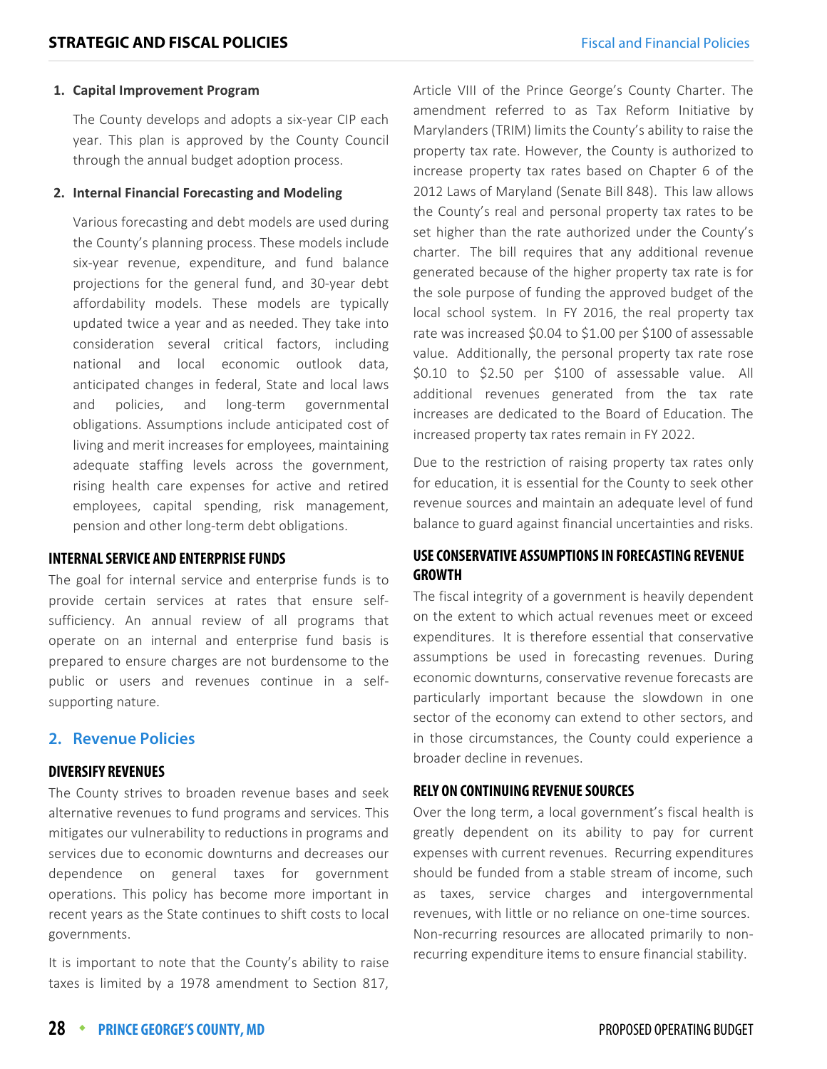1. **Capital Improvement Program**

   The County develops and adopts a six-year CIP each year. This plan is approved by the County Council through the annual budget adoption process.

2. **Internal Financial Forecasting and Modeling**

   Various forecasting and debt models are used during the County's planning process. These models include six-year revenue, expenditure, and fund balance projections for the general fund, and 30-year debt affordability models. These models are typically updated twice a year and as needed. They take into consideration several critical factors, including national and local economic outlook data, anticipated changes in federal, State and local laws and policies, and long-term governmental obligations. Assumptions include anticipated cost of living and merit increases for employees, maintaining adequate staffing levels across the government, rising health care expenses for active and retired employees, capital spending, risk management, pension and other long-term debt obligations.

### INTERNAL SERVICE AND ENTERPRISE FUNDS

The goal for internal service and enterprise funds is to provide certain services at rates that ensure self-sufficiency. An annual review of all programs that operate on an internal and enterprise fund basis is prepared to ensure charges are not burdensome to the public or users and revenues continue in a self-supporting nature.

## 2. Revenue Policies

### DIVERSIFY REVENUES

The County strives to broaden revenue bases and seek alternative revenues to fund programs and services. This mitigates our vulnerability to reductions in programs and services due to economic downturns and decreases our dependence on general taxes for government operations. This policy has become more important in recent years as the State continues to shift costs to local governments.

It is important to note that the County's ability to raise taxes is limited by a 1978 amendment to Section 817, Article VIII of the Prince George's County Charter. The amendment referred to as Tax Reform Initiative by Marylanders (TRIM) limits the County's ability to raise the property tax rate. However, the County is authorized to increase property tax rates based on Chapter 6 of the 2012 Laws of Maryland (Senate Bill 848). This law allows the County's real and personal property tax rates to be set higher than the rate authorized under the County's charter. The bill requires that any additional revenue generated because of the higher property tax rate is for the sole purpose of funding the approved budget of the local school system. In FY 2016, the real property tax rate was increased $0.04 to $1.00 per $100 of assessable value. Additionally, the personal property tax rate rose $0.10 to $2.50 per $100 of assessable value. All additional revenues generated from the tax rate increases are dedicated to the Board of Education. The increased property tax rates remain in FY 2022.

Due to the restriction of raising property tax rates only for education, it is essential for the County to seek other revenue sources and maintain an adequate level of fund balance to guard against financial uncertainties and risks.

### USE CONSERVATIVE ASSUMPTIONS IN FORECASTING REVENUE GROWTH

The fiscal integrity of a government is heavily dependent on the extent to which actual revenues meet or exceed expenditures. It is therefore essential that conservative assumptions be used in forecasting revenues. During economic downturns, conservative revenue forecasts are particularly important because the slowdown in one sector of the economy can extend to other sectors, and in those circumstances, the County could experience a broader decline in revenues.

### RELY ON CONTINUING REVENUE SOURCES

Over the long term, a local government's fiscal health is greatly dependent on its ability to pay for current expenses with current revenues. Recurring expenditures should be funded from a stable stream of income, such as taxes, service charges and intergovernmental revenues, with little or no reliance on one-time sources. Non-recurring resources are allocated primarily to non-recurring expenditure items to ensure financial stability.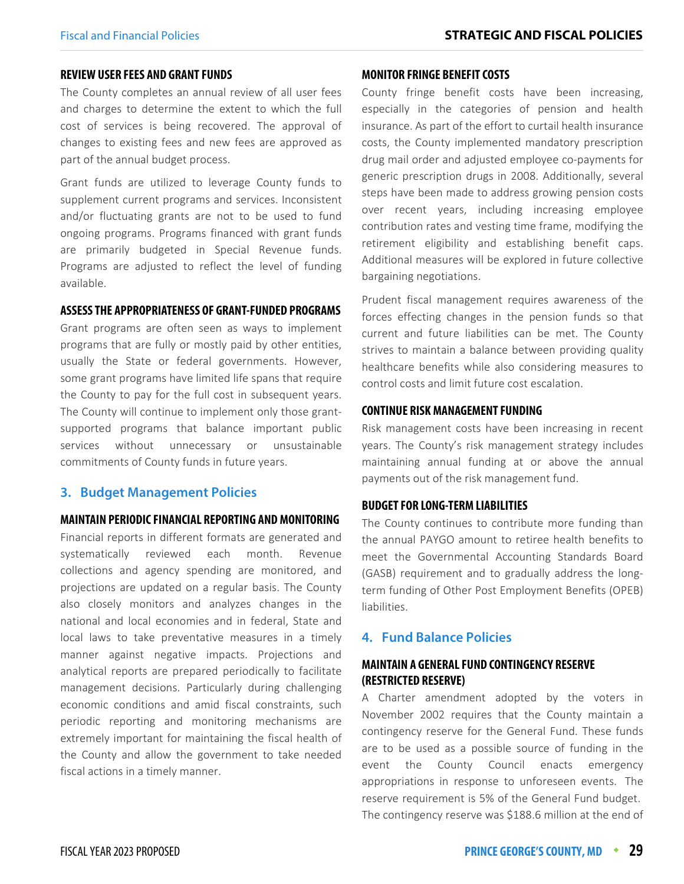#### REVIEW USER FEES AND GRANT FUNDS

The County completes an annual review of all user fees and charges to determine the extent to which the full cost of services is being recovered. The approval of changes to existing fees and new fees are approved as part of the annual budget process.

Grant funds are utilized to leverage County funds to supplement current programs and services. Inconsistent and/or fluctuating grants are not to be used to fund ongoing programs. Programs financed with grant funds are primarily budgeted in Special Revenue funds. Programs are adjusted to reflect the level of funding available.

#### ASSESS THE APPROPRIATENESS OF GRANT-FUNDED PROGRAMS

Grant programs are often seen as ways to implement programs that are fully or mostly paid by other entities, usually the State or federal governments. However, some grant programs have limited life spans that require the County to pay for the full cost in subsequent years. The County will continue to implement only those grant-supported programs that balance important public services without unnecessary or unsustainable commitments of County funds in future years.

### 3. Budget Management Policies

#### MAINTAIN PERIODIC FINANCIAL REPORTING AND MONITORING

Financial reports in different formats are generated and systematically reviewed each month. Revenue collections and agency spending are monitored, and projections are updated on a regular basis. The County also closely monitors and analyzes changes in the national and local economies and in federal, State and local laws to take preventative measures in a timely manner against negative impacts. Projections and analytical reports are prepared periodically to facilitate management decisions. Particularly during challenging economic conditions and amid fiscal constraints, such periodic reporting and monitoring mechanisms are extremely important for maintaining the fiscal health of the County and allow the government to take needed fiscal actions in a timely manner.

#### MONITOR FRINGE BENEFIT COSTS

County fringe benefit costs have been increasing, especially in the categories of pension and health insurance. As part of the effort to curtail health insurance costs, the County implemented mandatory prescription drug mail order and adjusted employee co-payments for generic prescription drugs in 2008. Additionally, several steps have been made to address growing pension costs over recent years, including increasing employee contribution rates and vesting time frame, modifying the retirement eligibility and establishing benefit caps. Additional measures will be explored in future collective bargaining negotiations.

Prudent fiscal management requires awareness of the forces effecting changes in the pension funds so that current and future liabilities can be met. The County strives to maintain a balance between providing quality healthcare benefits while also considering measures to control costs and limit future cost escalation.

#### CONTINUE RISK MANAGEMENT FUNDING

Risk management costs have been increasing in recent years. The County's risk management strategy includes maintaining annual funding at or above the annual payments out of the risk management fund.

#### BUDGET FOR LONG-TERM LIABILITIES

The County continues to contribute more funding than the annual PAYGO amount to retiree health benefits to meet the Governmental Accounting Standards Board (GASB) requirement and to gradually address the long-term funding of Other Post Employment Benefits (OPEB) liabilities.

### 4. Fund Balance Policies

#### MAINTAIN A GENERAL FUND CONTINGENCY RESERVE (RESTRICTED RESERVE)

A Charter amendment adopted by the voters in November 2002 requires that the County maintain a contingency reserve for the General Fund. These funds are to be used as a possible source of funding in the event the County Council enacts emergency appropriations in response to unforeseen events. The reserve requirement is 5% of the General Fund budget. The contingency reserve was $188.6 million at the end of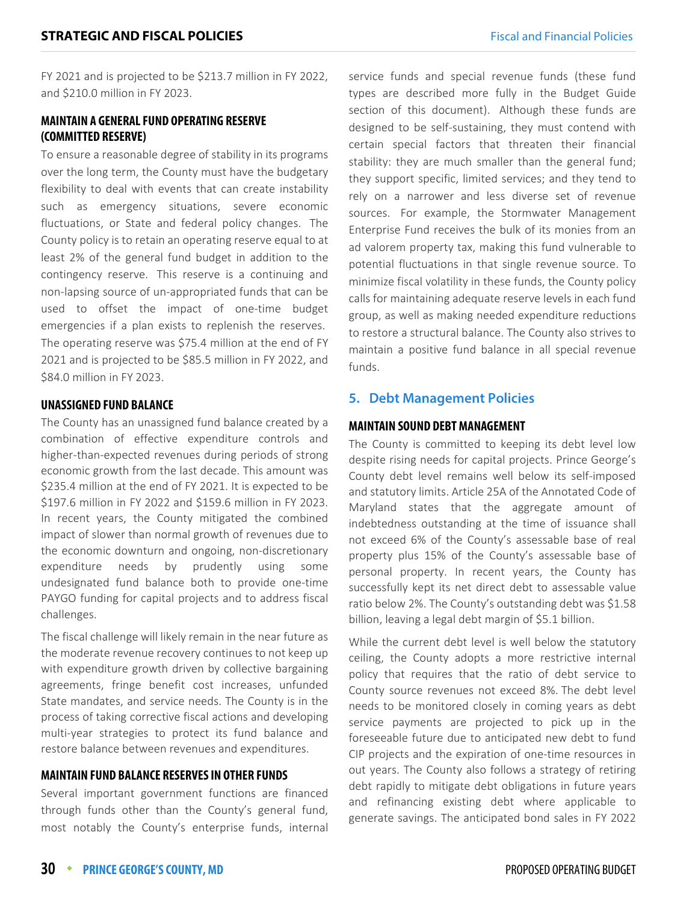FY 2021 and is projected to be $213.7 million in FY 2022, and $210.0 million in FY 2023.

#### MAINTAIN A GENERAL FUND OPERATING RESERVE (COMMITTED RESERVE)

To ensure a reasonable degree of stability in its programs over the long term, the County must have the budgetary flexibility to deal with events that can create instability such as emergency situations, severe economic fluctuations, or State and federal policy changes. The County policy is to retain an operating reserve equal to at least 2% of the general fund budget in addition to the contingency reserve. This reserve is a continuing and non-lapsing source of un-appropriated funds that can be used to offset the impact of one-time budget emergencies if a plan exists to replenish the reserves. The operating reserve was $75.4 million at the end of FY 2021 and is projected to be $85.5 million in FY 2022, and $84.0 million in FY 2023.

#### UNASSIGNED FUND BALANCE

The County has an unassigned fund balance created by a combination of effective expenditure controls and higher-than-expected revenues during periods of strong economic growth from the last decade. This amount was $235.4 million at the end of FY 2021. It is expected to be $197.6 million in FY 2022 and $159.6 million in FY 2023. In recent years, the County mitigated the combined impact of slower than normal growth of revenues due to the economic downturn and ongoing, non-discretionary expenditure needs by prudently using some undesignated fund balance both to provide one-time PAYGO funding for capital projects and to address fiscal challenges.

The fiscal challenge will likely remain in the near future as the moderate revenue recovery continues to not keep up with expenditure growth driven by collective bargaining agreements, fringe benefit cost increases, unfunded State mandates, and service needs. The County is in the process of taking corrective fiscal actions and developing multi-year strategies to protect its fund balance and restore balance between revenues and expenditures.

#### MAINTAIN FUND BALANCE RESERVES IN OTHER FUNDS

Several important government functions are financed through funds other than the County's general fund, most notably the County's enterprise funds, internal service funds and special revenue funds (these fund types are described more fully in the Budget Guide section of this document). Although these funds are designed to be self-sustaining, they must contend with certain special factors that threaten their financial stability: they are much smaller than the general fund; they support specific, limited services; and they tend to rely on a narrower and less diverse set of revenue sources. For example, the Stormwater Management Enterprise Fund receives the bulk of its monies from an ad valorem property tax, making this fund vulnerable to potential fluctuations in that single revenue source. To minimize fiscal volatility in these funds, the County policy calls for maintaining adequate reserve levels in each fund group, as well as making needed expenditure reductions to restore a structural balance. The County also strives to maintain a positive fund balance in all special revenue funds.

### 5. Debt Management Policies

#### MAINTAIN SOUND DEBT MANAGEMENT

The County is committed to keeping its debt level low despite rising needs for capital projects. Prince George's County debt level remains well below its self-imposed and statutory limits. Article 25A of the Annotated Code of Maryland states that the aggregate amount of indebtedness outstanding at the time of issuance shall not exceed 6% of the County's assessable base of real property plus 15% of the County's assessable base of personal property. In recent years, the County has successfully kept its net direct debt to assessable value ratio below 2%. The County's outstanding debt was $1.58 billion, leaving a legal debt margin of $5.1 billion.

While the current debt level is well below the statutory ceiling, the County adopts a more restrictive internal policy that requires that the ratio of debt service to County source revenues not exceed 8%. The debt level needs to be monitored closely in coming years as debt service payments are projected to pick up in the foreseeable future due to anticipated new debt to fund CIP projects and the expiration of one-time resources in out years. The County also follows a strategy of retiring debt rapidly to mitigate debt obligations in future years and refinancing existing debt where applicable to generate savings. The anticipated bond sales in FY 2022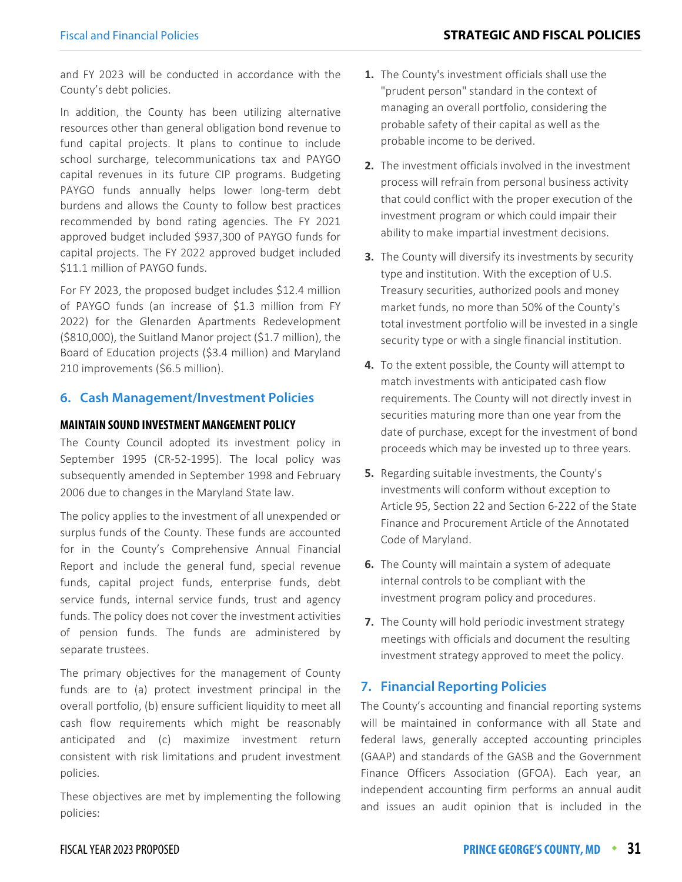and FY 2023 will be conducted in accordance with the County's debt policies.

In addition, the County has been utilizing alternative resources other than general obligation bond revenue to fund capital projects. It plans to continue to include school surcharge, telecommunications tax and PAYGO capital revenues in its future CIP programs. Budgeting PAYGO funds annually helps lower long-term debt burdens and allows the County to follow best practices recommended by bond rating agencies. The FY 2021 approved budget included $937,300 of PAYGO funds for capital projects. The FY 2022 approved budget included $11.1 million of PAYGO funds.

For FY 2023, the proposed budget includes $12.4 million of PAYGO funds (an increase of $1.3 million from FY 2022) for the Glenarden Apartments Redevelopment ($810,000), the Suitland Manor project ($1.7 million), the Board of Education projects ($3.4 million) and Maryland 210 improvements ($6.5 million).

## 6. Cash Management/Investment Policies

### MAINTAIN SOUND INVESTMENT MANGEMENT POLICY

The County Council adopted its investment policy in September 1995 (CR-52-1995). The local policy was subsequently amended in September 1998 and February 2006 due to changes in the Maryland State law.

The policy applies to the investment of all unexpended or surplus funds of the County. These funds are accounted for in the County's Comprehensive Annual Financial Report and include the general fund, special revenue funds, capital project funds, enterprise funds, debt service funds, internal service funds, trust and agency funds. The policy does not cover the investment activities of pension funds. The funds are administered by separate trustees.

The primary objectives for the management of County funds are to (a) protect investment principal in the overall portfolio, (b) ensure sufficient liquidity to meet all cash flow requirements which might be reasonably anticipated and (c) maximize investment return consistent with risk limitations and prudent investment policies.

These objectives are met by implementing the following policies:

1. The County's investment officials shall use the "prudent person" standard in the context of managing an overall portfolio, considering the probable safety of their capital as well as the probable income to be derived.
2. The investment officials involved in the investment process will refrain from personal business activity that could conflict with the proper execution of the investment program or which could impair their ability to make impartial investment decisions.
3. The County will diversify its investments by security type and institution. With the exception of U.S. Treasury securities, authorized pools and money market funds, no more than 50% of the County's total investment portfolio will be invested in a single security type or with a single financial institution.
4. To the extent possible, the County will attempt to match investments with anticipated cash flow requirements. The County will not directly invest in securities maturing more than one year from the date of purchase, except for the investment of bond proceeds which may be invested up to three years.
5. Regarding suitable investments, the County's investments will conform without exception to Article 95, Section 22 and Section 6-222 of the State Finance and Procurement Article of the Annotated Code of Maryland.
6. The County will maintain a system of adequate internal controls to be compliant with the investment program policy and procedures.
7. The County will hold periodic investment strategy meetings with officials and document the resulting investment strategy approved to meet the policy.

## 7. Financial Reporting Policies

The County's accounting and financial reporting systems will be maintained in conformance with all State and federal laws, generally accepted accounting principles (GAAP) and standards of the GASB and the Government Finance Officers Association (GFOA). Each year, an independent accounting firm performs an annual audit and issues an audit opinion that is included in the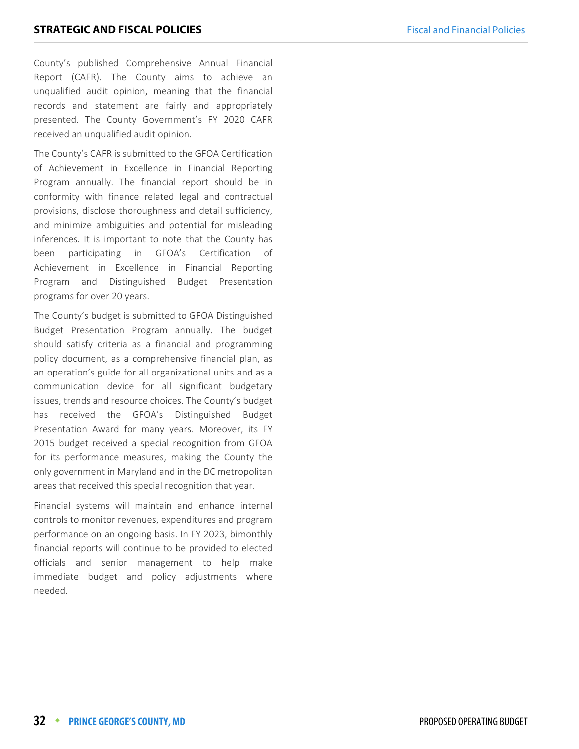County's published Comprehensive Annual Financial Report (CAFR). The County aims to achieve an unqualified audit opinion, meaning that the financial records and statement are fairly and appropriately presented. The County Government's FY 2020 CAFR received an unqualified audit opinion.

The County's CAFR is submitted to the GFOA Certification of Achievement in Excellence in Financial Reporting Program annually. The financial report should be in conformity with finance related legal and contractual provisions, disclose thoroughness and detail sufficiency, and minimize ambiguities and potential for misleading inferences. It is important to note that the County has been participating in GFOA's Certification of Achievement in Excellence in Financial Reporting Program and Distinguished Budget Presentation programs for over 20 years.

The County's budget is submitted to GFOA Distinguished Budget Presentation Program annually. The budget should satisfy criteria as a financial and programming policy document, as a comprehensive financial plan, as an operation's guide for all organizational units and as a communication device for all significant budgetary issues, trends and resource choices. The County's budget has received the GFOA's Distinguished Budget Presentation Award for many years. Moreover, its FY 2015 budget received a special recognition from GFOA for its performance measures, making the County the only government in Maryland and in the DC metropolitan areas that received this special recognition that year.

Financial systems will maintain and enhance internal controls to monitor revenues, expenditures and program performance on an ongoing basis. In FY 2023, bimonthly financial reports will continue to be provided to elected officials and senior management to help make immediate budget and policy adjustments where needed.